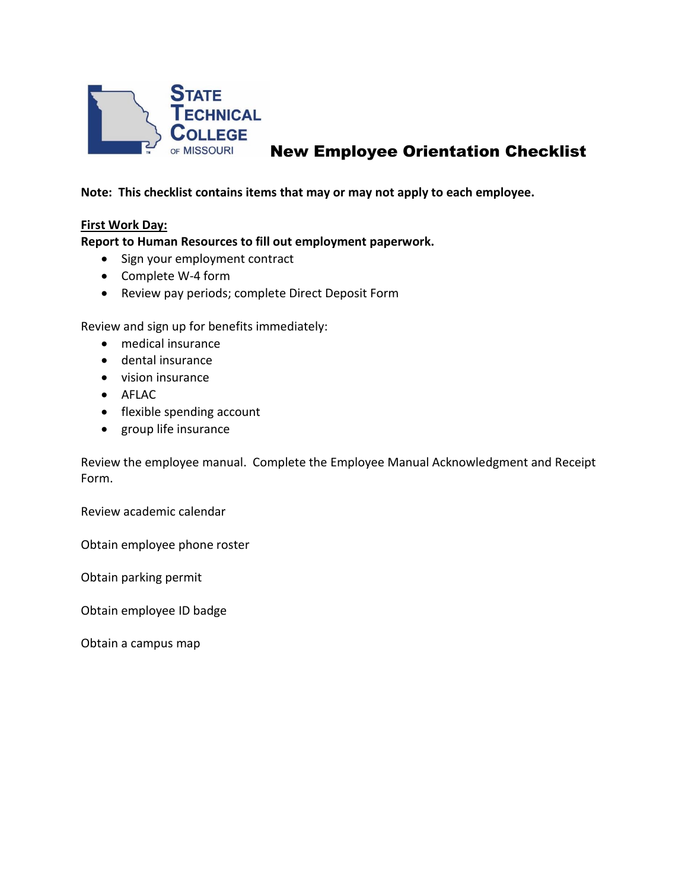STATE TECHNICAL COLLEGE OF MISSOURI

# New Employee Orientation Checklist

**Note: This checklist contains items that may or may not apply to each employee.**

**First Work Day:**

**Report to Human Resources to fill out employment paperwork.**

- Sign your employment contract
- Complete W-4 form
- Review pay periods; complete Direct Deposit Form

Review and sign up for benefits immediately:

- medical insurance
- dental insurance
- vision insurance
- AFLAC
- flexible spending account
- group life insurance

Review the employee manual. Complete the Employee Manual Acknowledgment and Receipt Form.

Review academic calendar

Obtain employee phone roster

Obtain parking permit

Obtain employee ID badge

Obtain a campus map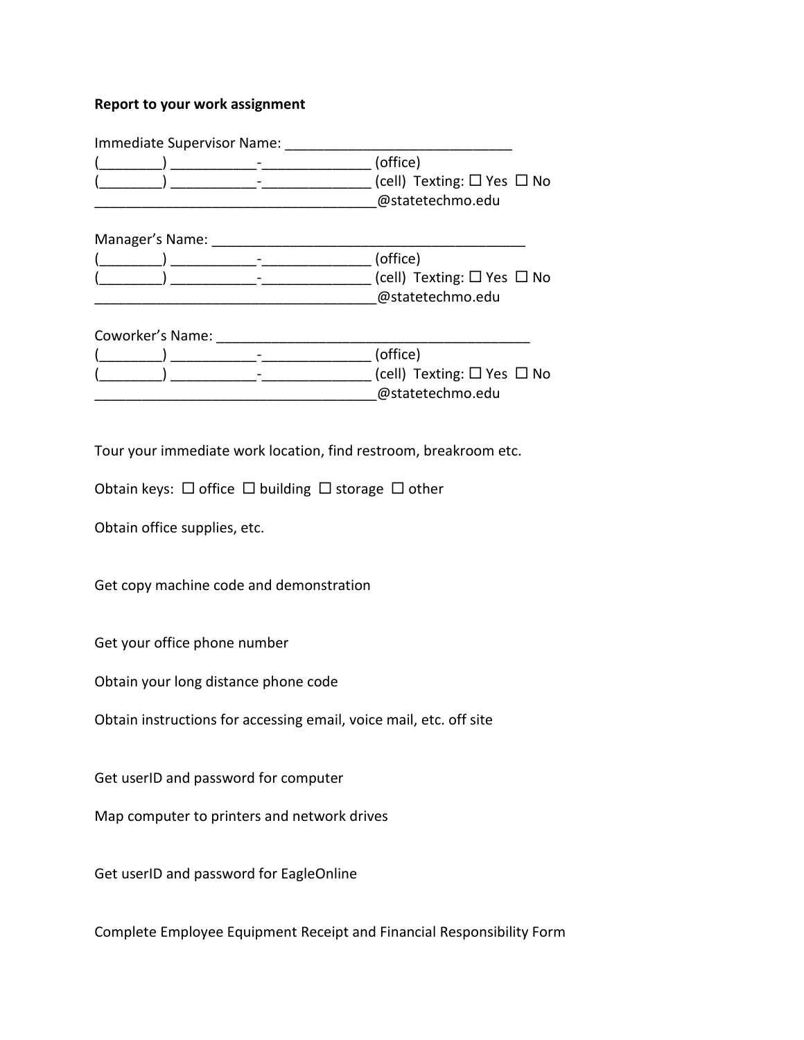**Report to your work assignment**

Immediate Supervisor Name: ______________________________
(________) ___________-______________ (office)
(________) ___________-______________ (cell) Texting: ☐ Yes ☐ No
____________________________________@statetechmo.edu

Manager's Name: __________________________________________
(________) ___________-______________ (office)
(________) ___________-______________ (cell) Texting: ☐ Yes ☐ No
____________________________________@statetechmo.edu

Coworker's Name: __________________________________________
(________) ___________-______________ (office)
(________) ___________-______________ (cell) Texting: ☐ Yes ☐ No
____________________________________@statetechmo.edu

Tour your immediate work location, find restroom, breakroom etc.

Obtain keys: ☐ office ☐ building ☐ storage ☐ other

Obtain office supplies, etc.

Get copy machine code and demonstration

Get your office phone number

Obtain your long distance phone code

Obtain instructions for accessing email, voice mail, etc. off site

Get userID and password for computer

Map computer to printers and network drives

Get userID and password for EagleOnline

Complete Employee Equipment Receipt and Financial Responsibility Form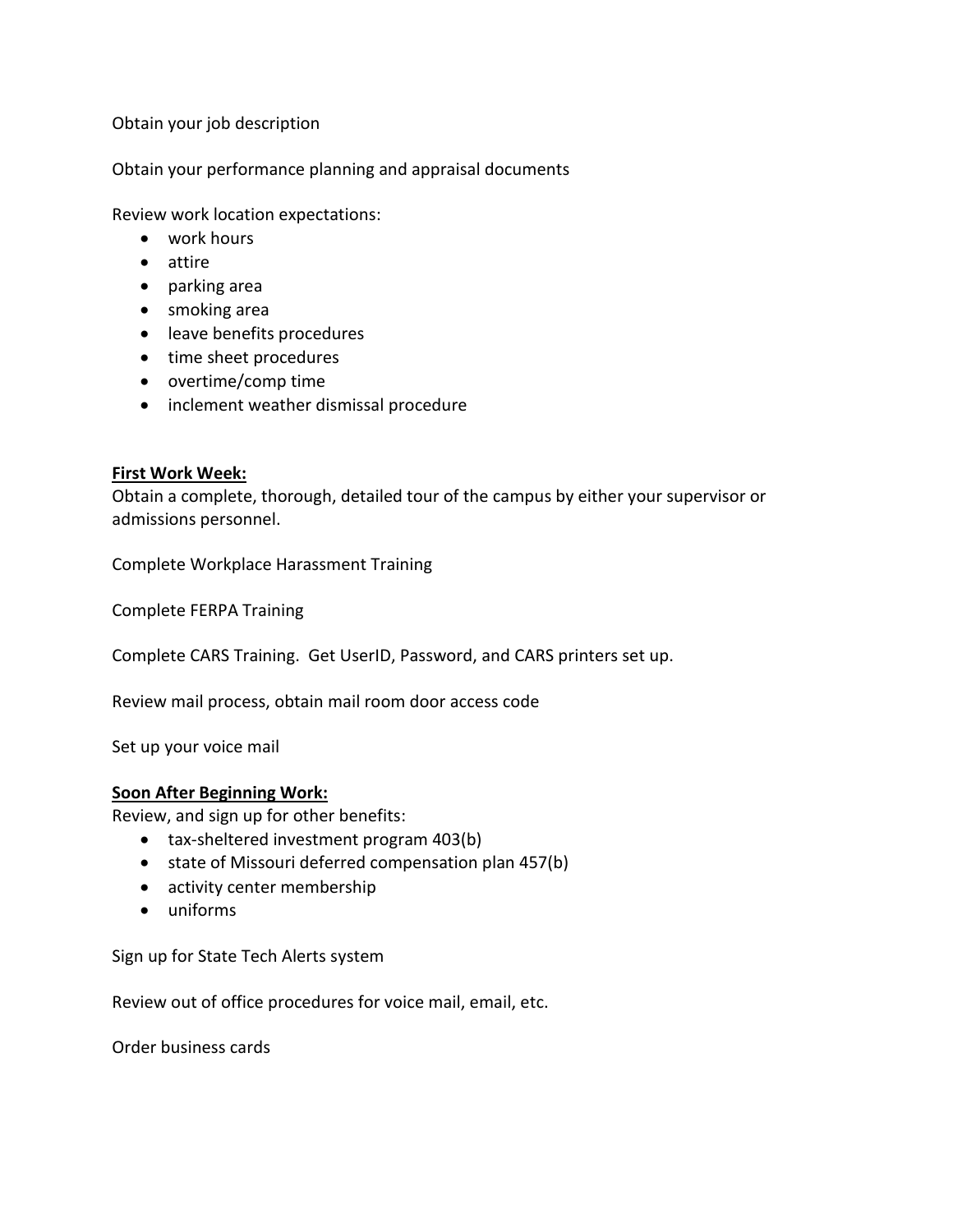Obtain your job description

Obtain your performance planning and appraisal documents

Review work location expectations:

- work hours
- attire
- parking area
- smoking area
- leave benefits procedures
- time sheet procedures
- overtime/comp time
- inclement weather dismissal procedure

**First Work Week:**

Obtain a complete, thorough, detailed tour of the campus by either your supervisor or admissions personnel.

Complete Workplace Harassment Training

Complete FERPA Training

Complete CARS Training. Get UserID, Password, and CARS printers set up.

Review mail process, obtain mail room door access code

Set up your voice mail

**Soon After Beginning Work:**

Review, and sign up for other benefits:

- tax-sheltered investment program 403(b)
- state of Missouri deferred compensation plan 457(b)
- activity center membership
- uniforms

Sign up for State Tech Alerts system

Review out of office procedures for voice mail, email, etc.

Order business cards